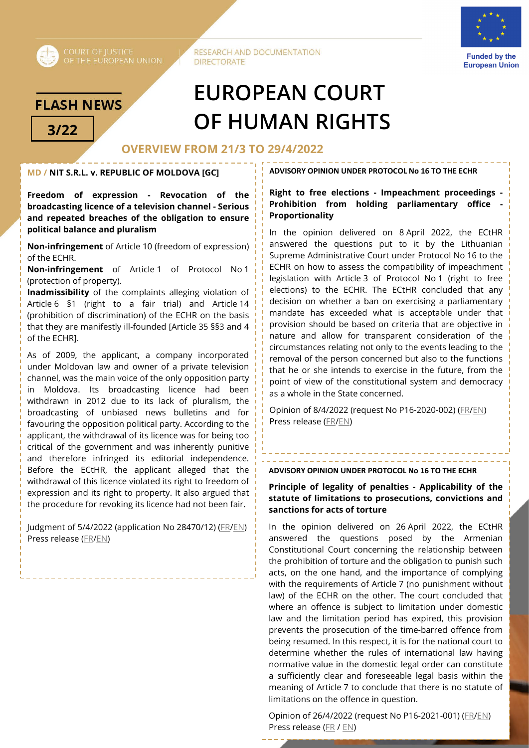COURT OF JUSTICE OF THE EUROPEAN UNION | RESEARCH AND DOCUMENTATION DIRECTORATE

Funded by the European Union

**FLASH NEWS**

**3/22**

# EUROPEAN COURT OF HUMAN RIGHTS

## OVERVIEW FROM 21/3 TO 29/4/2022

### MD / NIT S.R.L. v. REPUBLIC OF MOLDOVA [GC]

**Freedom of expression - Revocation of the broadcasting licence of a television channel - Serious and repeated breaches of the obligation to ensure political balance and pluralism**

**Non-infringement** of Article 10 (freedom of expression) of the ECHR.

**Non-infringement** of Article 1 of Protocol No 1 (protection of property).

**Inadmissibility** of the complaints alleging violation of Article 6 §1 (right to a fair trial) and Article 14 (prohibition of discrimination) of the ECHR on the basis that they are manifestly ill-founded [Article 35 §§3 and 4 of the ECHR].

As of 2009, the applicant, a company incorporated under Moldovan law and owner of a private television channel, was the main voice of the only opposition party in Moldova. Its broadcasting licence had been withdrawn in 2012 due to its lack of pluralism, the broadcasting of unbiased news bulletins and for favouring the opposition political party. According to the applicant, the withdrawal of its licence was for being too critical of the government and was inherently punitive and therefore infringed its editorial independence. Before the ECtHR, the applicant alleged that the withdrawal of this licence violated its right to freedom of expression and its right to property. It also argued that the procedure for revoking its licence had not been fair.

Judgment of 5/4/2022 (application No 28470/12) (FR/EN)
Press release (FR/EN)

### ADVISORY OPINION UNDER PROTOCOL No 16 TO THE ECHR

**Right to free elections - Impeachment proceedings - Prohibition from holding parliamentary office - Proportionality**

In the opinion delivered on 8 April 2022, the ECtHR answered the questions put to it by the Lithuanian Supreme Administrative Court under Protocol No 16 to the ECHR on how to assess the compatibility of impeachment legislation with Article 3 of Protocol No 1 (right to free elections) to the ECHR. The ECtHR concluded that any decision on whether a ban on exercising a parliamentary mandate has exceeded what is acceptable under that provision should be based on criteria that are objective in nature and allow for transparent consideration of the circumstances relating not only to the events leading to the removal of the person concerned but also to the functions that he or she intends to exercise in the future, from the point of view of the constitutional system and democracy as a whole in the State concerned.

Opinion of 8/4/2022 (request No P16-2020-002) (FR/EN)
Press release (FR/EN)

### ADVISORY OPINION UNDER PROTOCOL No 16 TO THE ECHR

**Principle of legality of penalties - Applicability of the statute of limitations to prosecutions, convictions and sanctions for acts of torture**

In the opinion delivered on 26 April 2022, the ECtHR answered the questions posed by the Armenian Constitutional Court concerning the relationship between the prohibition of torture and the obligation to punish such acts, on the one hand, and the importance of complying with the requirements of Article 7 (no punishment without law) of the ECHR on the other. The court concluded that where an offence is subject to limitation under domestic law and the limitation period has expired, this provision prevents the prosecution of the time-barred offence from being resumed. In this respect, it is for the national court to determine whether the rules of international law having normative value in the domestic legal order can constitute a sufficiently clear and foreseeable legal basis within the meaning of Article 7 to conclude that there is no statute of limitations on the offence in question.

Opinion of 26/4/2022 (request No P16-2021-001) (FR/EN)
Press release (FR / EN)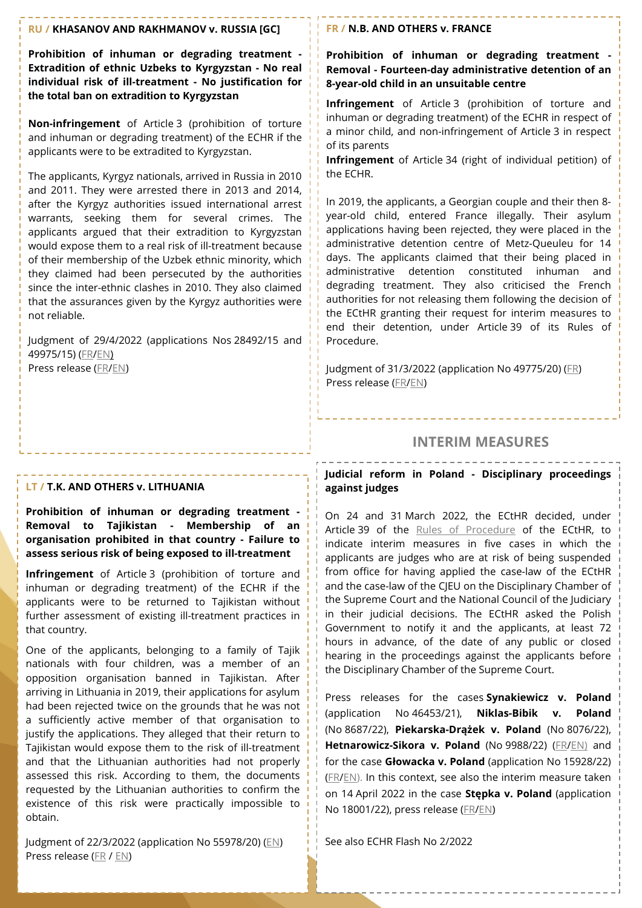### RU / KHASANOV AND RAKHMANOV v. RUSSIA [GC]

**Prohibition of inhuman or degrading treatment - Extradition of ethnic Uzbeks to Kyrgyzstan - No real individual risk of ill-treatment - No justification for the total ban on extradition to Kyrgyzstan**

**Non-infringement** of Article 3 (prohibition of torture and inhuman or degrading treatment) of the ECHR if the applicants were to be extradited to Kyrgyzstan.

The applicants, Kyrgyz nationals, arrived in Russia in 2010 and 2011. They were arrested there in 2013 and 2014, after the Kyrgyz authorities issued international arrest warrants, seeking them for several crimes. The applicants argued that their extradition to Kyrgyzstan would expose them to a real risk of ill-treatment because of their membership of the Uzbek ethnic minority, which they claimed had been persecuted by the authorities since the inter-ethnic clashes in 2010. They also claimed that the assurances given by the Kyrgyz authorities were not reliable.

Judgment of 29/4/2022 (applications Nos 28492/15 and 49975/15) (FR/EN)
Press release (FR/EN)

### LT / T.K. AND OTHERS v. LITHUANIA

**Prohibition of inhuman or degrading treatment - Removal to Tajikistan - Membership of an organisation prohibited in that country - Failure to assess serious risk of being exposed to ill-treatment**

**Infringement** of Article 3 (prohibition of torture and inhuman or degrading treatment) of the ECHR if the applicants were to be returned to Tajikistan without further assessment of existing ill-treatment practices in that country.

One of the applicants, belonging to a family of Tajik nationals with four children, was a member of an opposition organisation banned in Tajikistan. After arriving in Lithuania in 2019, their applications for asylum had been rejected twice on the grounds that he was not a sufficiently active member of that organisation to justify the applications. They alleged that their return to Tajikistan would expose them to the risk of ill-treatment and that the Lithuanian authorities had not properly assessed this risk. According to them, the documents requested by the Lithuanian authorities to confirm the existence of this risk were practically impossible to obtain.

Judgment of 22/3/2022 (application No 55978/20) (EN)
Press release (FR / EN)

### FR / N.B. AND OTHERS v. FRANCE

**Prohibition of inhuman or degrading treatment - Removal - Fourteen-day administrative detention of an 8-year-old child in an unsuitable centre**

**Infringement** of Article 3 (prohibition of torture and inhuman or degrading treatment) of the ECHR in respect of a minor child, and non-infringement of Article 3 in respect of its parents
**Infringement** of Article 34 (right of individual petition) of the ECHR.

In 2019, the applicants, a Georgian couple and their then 8-year-old child, entered France illegally. Their asylum applications having been rejected, they were placed in the administrative detention centre of Metz-Queuleu for 14 days. The applicants claimed that their being placed in administrative detention constituted inhuman and degrading treatment. They also criticised the French authorities for not releasing them following the decision of the ECtHR granting their request for interim measures to end their detention, under Article 39 of its Rules of Procedure.

Judgment of 31/3/2022 (application No 49775/20) (FR)
Press release (FR/EN)

## INTERIM MEASURES

**Judicial reform in Poland - Disciplinary proceedings against judges**

On 24 and 31 March 2022, the ECtHR decided, under Article 39 of the Rules of Procedure of the ECtHR, to indicate interim measures in five cases in which the applicants are judges who are at risk of being suspended from office for having applied the case-law of the ECtHR and the case-law of the CJEU on the Disciplinary Chamber of the Supreme Court and the National Council of the Judiciary in their judicial decisions. The ECtHR asked the Polish Government to notify it and the applicants, at least 72 hours in advance, of the date of any public or closed hearing in the proceedings against the applicants before the Disciplinary Chamber of the Supreme Court.

Press releases for the cases **Synakiewicz v. Poland** (application No 46453/21), **Niklas-Bibik v. Poland** (No 8687/22), **Piekarska-Drążek v. Poland** (No 8076/22), **Hetnarowicz-Sikora v. Poland** (No 9988/22) (FR/EN) and for the case **Głowacka v. Poland** (application No 15928/22) (FR/EN). In this context, see also the interim measure taken on 14 April 2022 in the case **Stępka v. Poland** (application No 18001/22), press release (FR/EN)

See also ECHR Flash No 2/2022